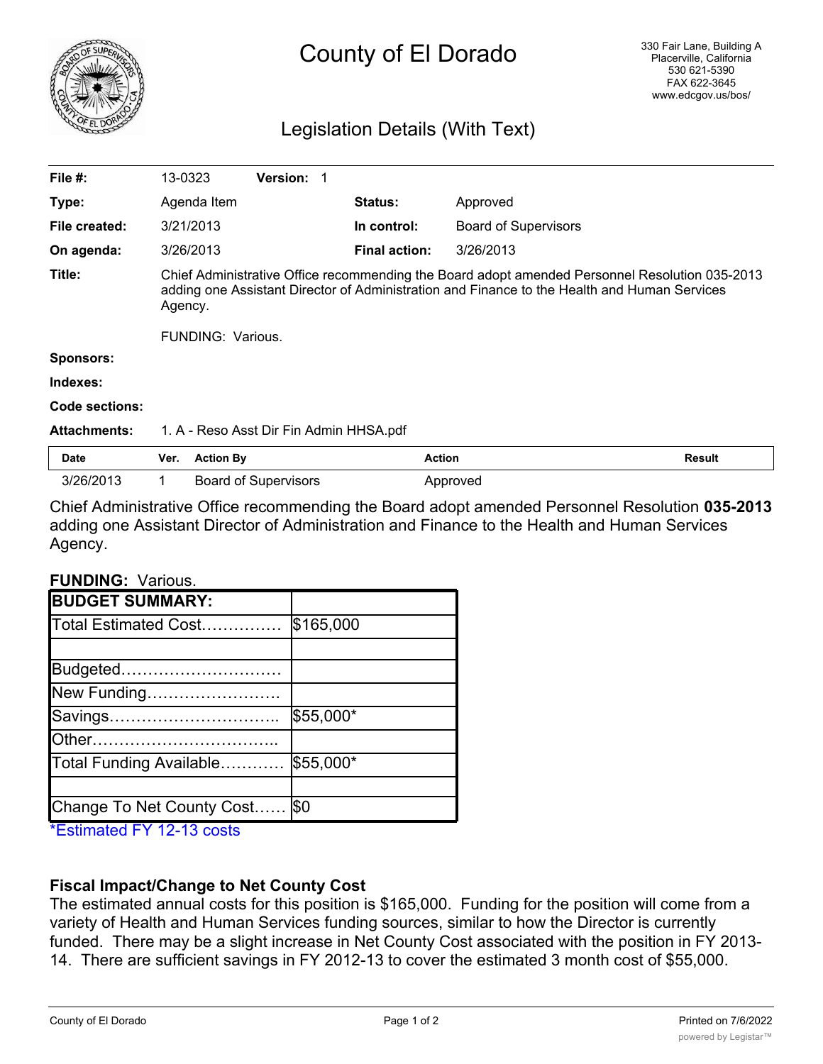# County of El Dorado

330 Fair Lane, Building A
Placerville, California
530 621-5390
FAX 622-3645
www.edcgov.us/bos/

## Legislation Details (With Text)

| | | | |
|---|---|---|---|
| **File #:** | 13-0323 **Version:** 1 | | |
| **Type:** | Agenda Item | **Status:** | Approved |
| **File created:** | 3/21/2013 | **In control:** | Board of Supervisors |
| **On agenda:** | 3/26/2013 | **Final action:** | 3/26/2013 |

**Title:** Chief Administrative Office recommending the Board adopt amended Personnel Resolution 035-2013 adding one Assistant Director of Administration and Finance to the Health and Human Services Agency.

FUNDING: Various.

**Sponsors:**

**Indexes:**

**Code sections:**

**Attachments:** 1. A - Reso Asst Dir Fin Admin HHSA.pdf

| Date | Ver. | Action By | Action | Result |
|---|---|---|---|---|
| 3/26/2013 | 1 | Board of Supervisors | Approved | |

Chief Administrative Office recommending the Board adopt amended Personnel Resolution **035-2013** adding one Assistant Director of Administration and Finance to the Health and Human Services Agency.

**FUNDING:** Various.

| **BUDGET SUMMARY:** | |
|---|---|
| Total Estimated Cost…………… | $165,000 |
| | |
| Budgeted………………………… | |
| New Funding……………………. | |
| Savings………………………….. | $55,000* |
| Other…………………………….. | |
| Total Funding Available………… | $55,000* |
| | |
| Change To Net County Cost…… | $0 |

*Estimated FY 12-13 costs

**Fiscal Impact/Change to Net County Cost**

The estimated annual costs for this position is $165,000. Funding for the position will come from a variety of Health and Human Services funding sources, similar to how the Director is currently funded. There may be a slight increase in Net County Cost associated with the position in FY 2013-14. There are sufficient savings in FY 2012-13 to cover the estimated 3 month cost of $55,000.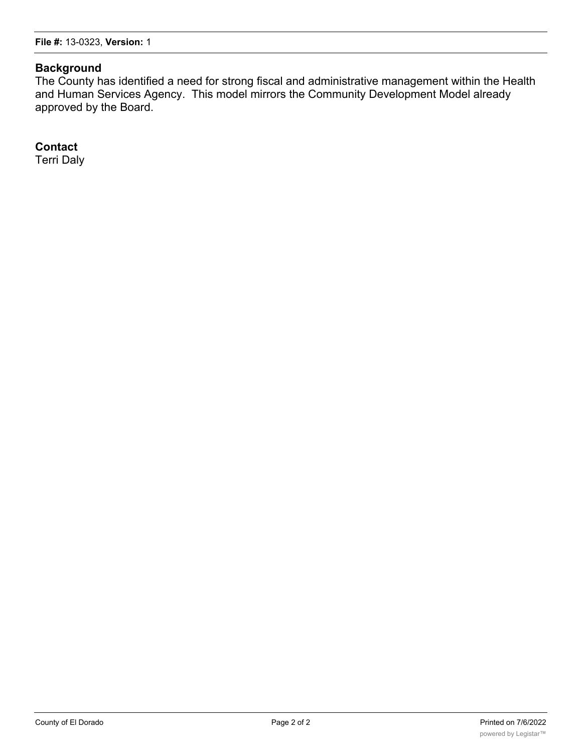## Background

The County has identified a need for strong fiscal and administrative management within the Health and Human Services Agency. This model mirrors the Community Development Model already approved by the Board.

## Contact

Terri Daly